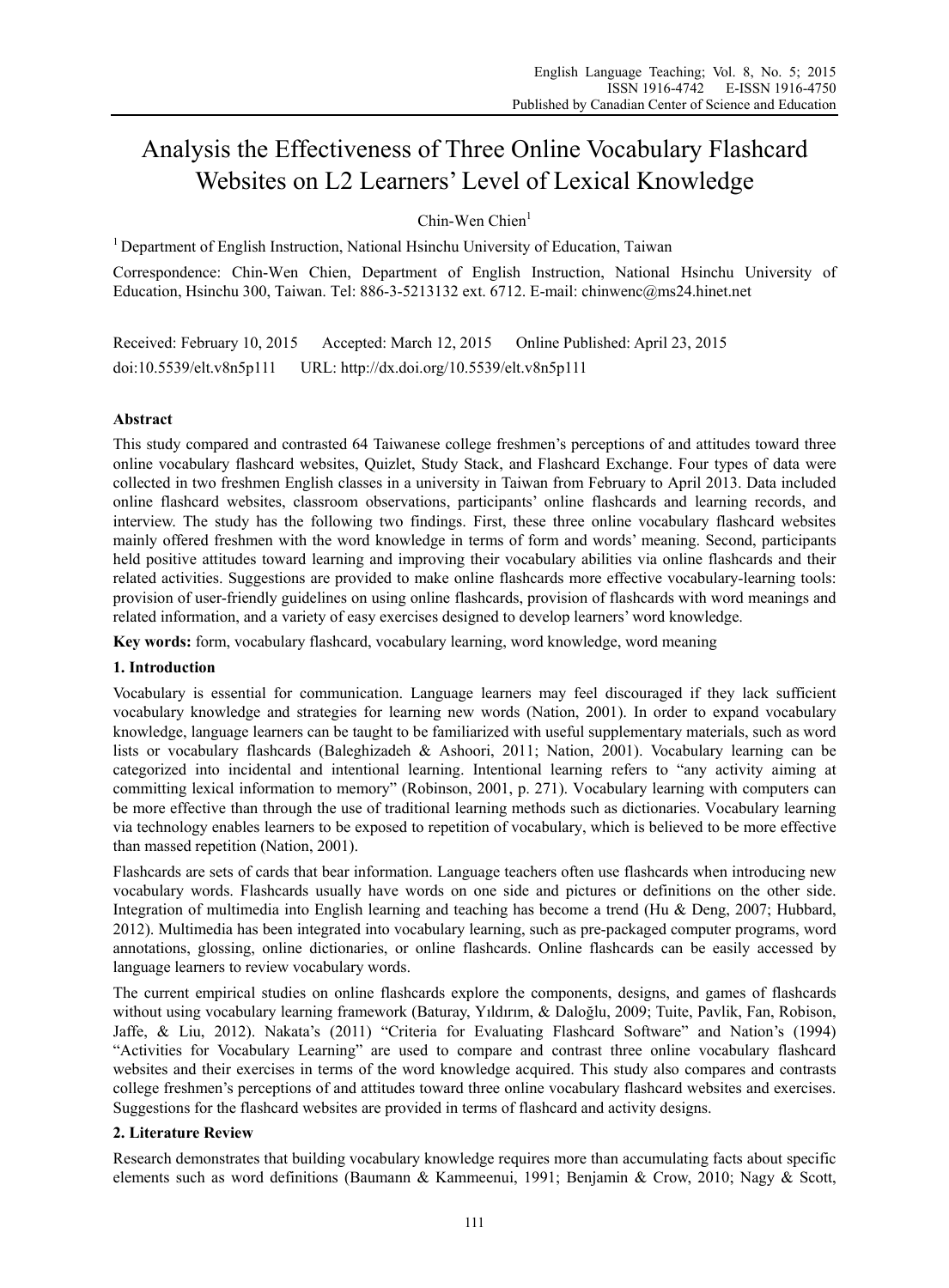# Analysis the Effectiveness of Three Online Vocabulary Flashcard Websites on L2 Learners' Level of Lexical Knowledge

Chin-Wen Chien[1]

[1] Department of English Instruction, National Hsinchu University of Education, Taiwan

Correspondence: Chin-Wen Chien, Department of English Instruction, National Hsinchu University of Education, Hsinchu 300, Taiwan. Tel: 886-3-5213132 ext. 6712. E-mail: chinwenc@ms24.hinet.net

Received: February 10, 2015 Accepted: March 12, 2015 Online Published: April 23, 2015

doi:10.5539/elt.v8n5p111 URL: http://dx.doi.org/10.5539/elt.v8n5p111

## Abstract

This study compared and contrasted 64 Taiwanese college freshmen's perceptions of and attitudes toward three online vocabulary flashcard websites, Quizlet, Study Stack, and Flashcard Exchange. Four types of data were collected in two freshmen English classes in a university in Taiwan from February to April 2013. Data included online flashcard websites, classroom observations, participants' online flashcards and learning records, and interview. The study has the following two findings. First, these three online vocabulary flashcard websites mainly offered freshmen with the word knowledge in terms of form and words' meaning. Second, participants held positive attitudes toward learning and improving their vocabulary abilities via online flashcards and their related activities. Suggestions are provided to make online flashcards more effective vocabulary-learning tools: provision of user-friendly guidelines on using online flashcards, provision of flashcards with word meanings and related information, and a variety of easy exercises designed to develop learners' word knowledge.

**Key words:** form, vocabulary flashcard, vocabulary learning, word knowledge, word meaning

## 1. Introduction

Vocabulary is essential for communication. Language learners may feel discouraged if they lack sufficient vocabulary knowledge and strategies for learning new words (Nation, 2001). In order to expand vocabulary knowledge, language learners can be taught to be familiarized with useful supplementary materials, such as word lists or vocabulary flashcards (Baleghizadeh & Ashoori, 2011; Nation, 2001). Vocabulary learning can be categorized into incidental and intentional learning. Intentional learning refers to "any activity aiming at committing lexical information to memory" (Robinson, 2001, p. 271). Vocabulary learning with computers can be more effective than through the use of traditional learning methods such as dictionaries. Vocabulary learning via technology enables learners to be exposed to repetition of vocabulary, which is believed to be more effective than massed repetition (Nation, 2001).

Flashcards are sets of cards that bear information. Language teachers often use flashcards when introducing new vocabulary words. Flashcards usually have words on one side and pictures or definitions on the other side. Integration of multimedia into English learning and teaching has become a trend (Hu & Deng, 2007; Hubbard, 2012). Multimedia has been integrated into vocabulary learning, such as pre-packaged computer programs, word annotations, glossing, online dictionaries, or online flashcards. Online flashcards can be easily accessed by language learners to review vocabulary words.

The current empirical studies on online flashcards explore the components, designs, and games of flashcards without using vocabulary learning framework (Baturay, Yıldırım, & Daloğlu, 2009; Tuite, Pavlik, Fan, Robison, Jaffe, & Liu, 2012). Nakata's (2011) "Criteria for Evaluating Flashcard Software" and Nation's (1994) "Activities for Vocabulary Learning" are used to compare and contrast three online vocabulary flashcard websites and their exercises in terms of the word knowledge acquired. This study also compares and contrasts college freshmen's perceptions of and attitudes toward three online vocabulary flashcard websites and exercises. Suggestions for the flashcard websites are provided in terms of flashcard and activity designs.

## 2. Literature Review

Research demonstrates that building vocabulary knowledge requires more than accumulating facts about specific elements such as word definitions (Baumann & Kammeenui, 1991; Benjamin & Crow, 2010; Nagy & Scott,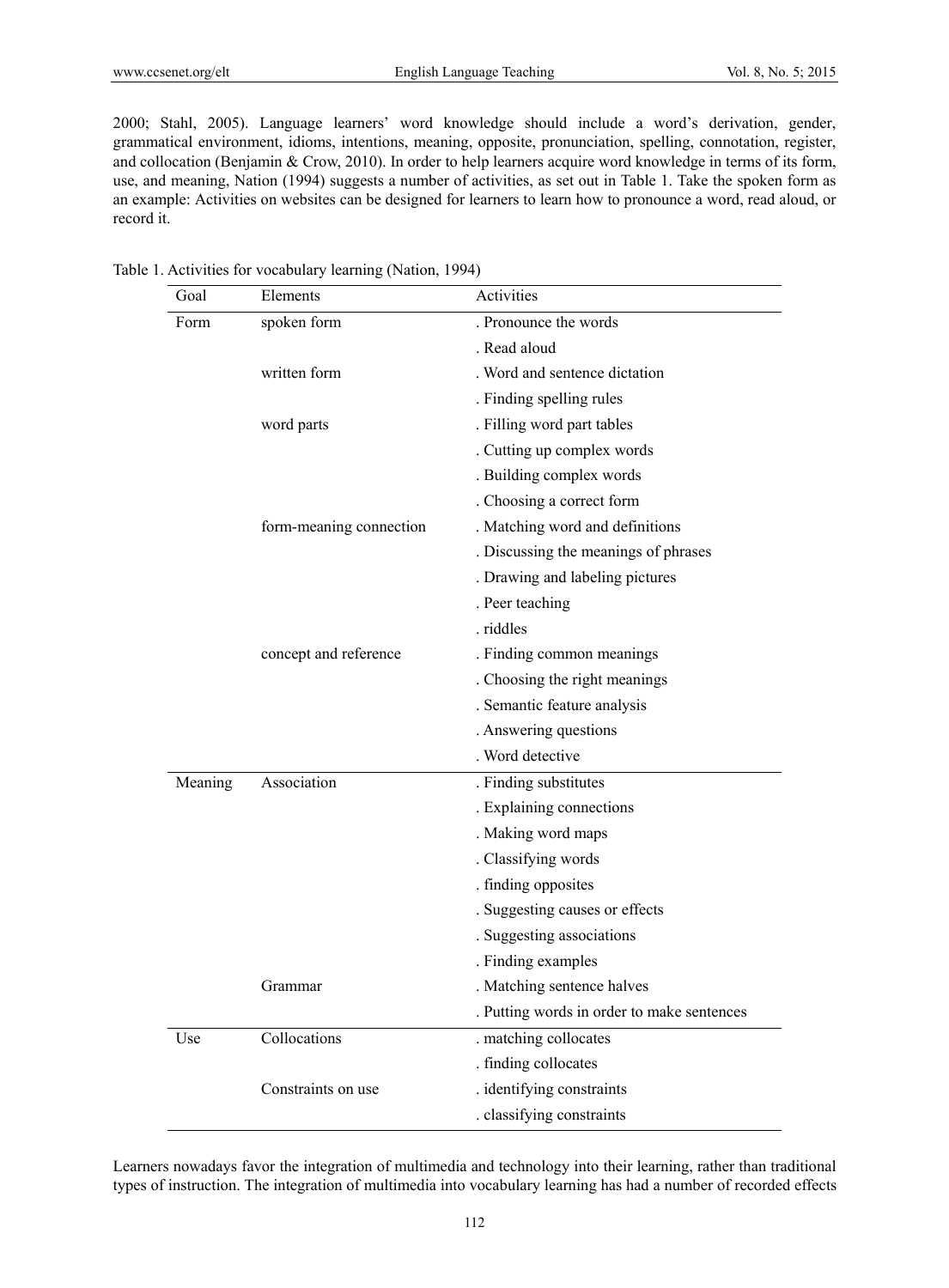2000; Stahl, 2005). Language learners' word knowledge should include a word's derivation, gender, grammatical environment, idioms, intentions, meaning, opposite, pronunciation, spelling, connotation, register, and collocation (Benjamin & Crow, 2010). In order to help learners acquire word knowledge in terms of its form, use, and meaning, Nation (1994) suggests a number of activities, as set out in Table 1. Take the spoken form as an example: Activities on websites can be designed for learners to learn how to pronounce a word, read aloud, or record it.

Table 1. Activities for vocabulary learning (Nation, 1994)

| Goal | Elements | Activities |
| --- | --- | --- |
| Form | spoken form | . Pronounce the words |
| | | . Read aloud |
| | written form | . Word and sentence dictation |
| | | . Finding spelling rules |
| | word parts | . Filling word part tables |
| | | . Cutting up complex words |
| | | . Building complex words |
| | | . Choosing a correct form |
| | form-meaning connection | . Matching word and definitions |
| | | . Discussing the meanings of phrases |
| | | . Drawing and labeling pictures |
| | | . Peer teaching |
| | | . riddles |
| | concept and reference | . Finding common meanings |
| | | . Choosing the right meanings |
| | | . Semantic feature analysis |
| | | . Answering questions |
| | | . Word detective |
| Meaning | Association | . Finding substitutes |
| | | . Explaining connections |
| | | . Making word maps |
| | | . Classifying words |
| | | . finding opposites |
| | | . Suggesting causes or effects |
| | | . Suggesting associations |
| | | . Finding examples |
| | Grammar | . Matching sentence halves |
| | | . Putting words in order to make sentences |
| Use | Collocations | . matching collocates |
| | | . finding collocates |
| | Constraints on use | . identifying constraints |
| | | . classifying constraints |

Learners nowadays favor the integration of multimedia and technology into their learning, rather than traditional types of instruction. The integration of multimedia into vocabulary learning has had a number of recorded effects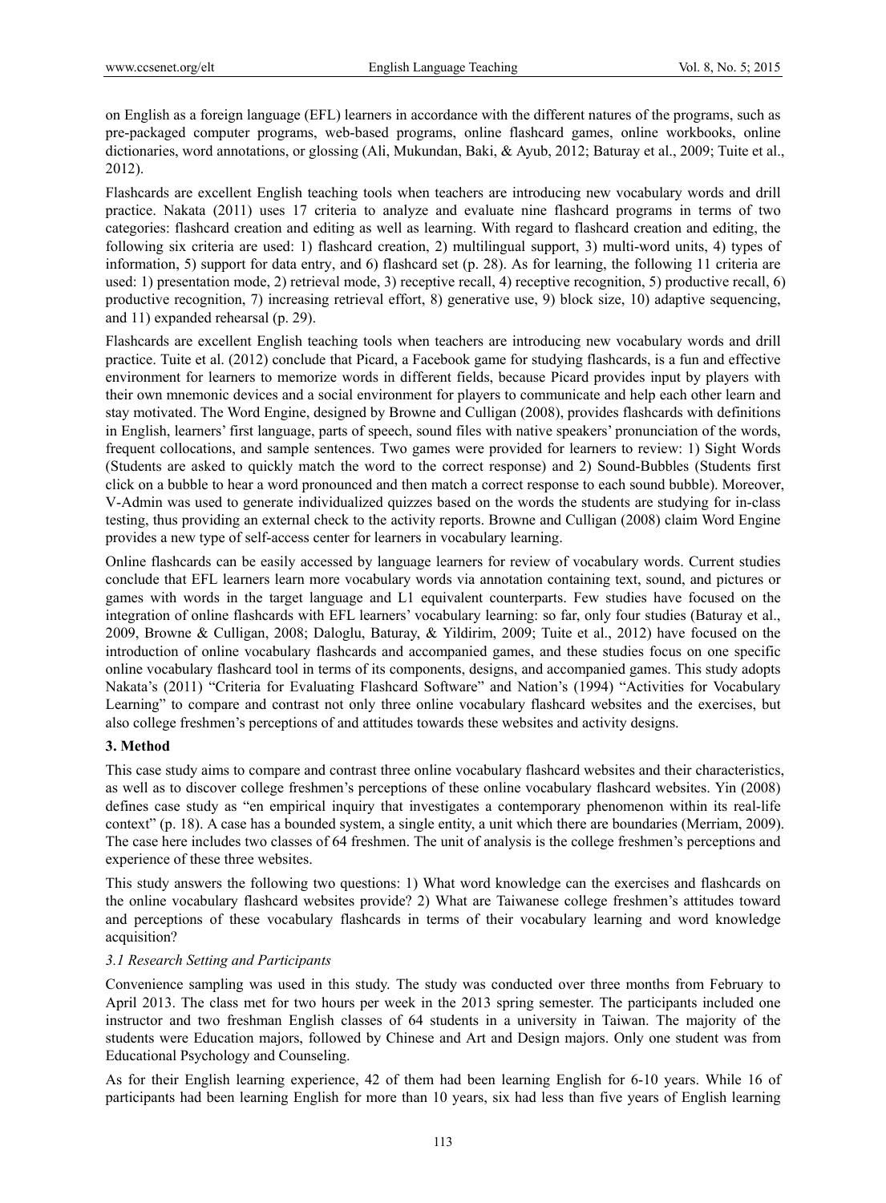on English as a foreign language (EFL) learners in accordance with the different natures of the programs, such as pre-packaged computer programs, web-based programs, online flashcard games, online workbooks, online dictionaries, word annotations, or glossing (Ali, Mukundan, Baki, & Ayub, 2012; Baturay et al., 2009; Tuite et al., 2012).

Flashcards are excellent English teaching tools when teachers are introducing new vocabulary words and drill practice. Nakata (2011) uses 17 criteria to analyze and evaluate nine flashcard programs in terms of two categories: flashcard creation and editing as well as learning. With regard to flashcard creation and editing, the following six criteria are used: 1) flashcard creation, 2) multilingual support, 3) multi-word units, 4) types of information, 5) support for data entry, and 6) flashcard set (p. 28). As for learning, the following 11 criteria are used: 1) presentation mode, 2) retrieval mode, 3) receptive recall, 4) receptive recognition, 5) productive recall, 6) productive recognition, 7) increasing retrieval effort, 8) generative use, 9) block size, 10) adaptive sequencing, and 11) expanded rehearsal (p. 29).

Flashcards are excellent English teaching tools when teachers are introducing new vocabulary words and drill practice. Tuite et al. (2012) conclude that Picard, a Facebook game for studying flashcards, is a fun and effective environment for learners to memorize words in different fields, because Picard provides input by players with their own mnemonic devices and a social environment for players to communicate and help each other learn and stay motivated. The Word Engine, designed by Browne and Culligan (2008), provides flashcards with definitions in English, learners' first language, parts of speech, sound files with native speakers' pronunciation of the words, frequent collocations, and sample sentences. Two games were provided for learners to review: 1) Sight Words (Students are asked to quickly match the word to the correct response) and 2) Sound-Bubbles (Students first click on a bubble to hear a word pronounced and then match a correct response to each sound bubble). Moreover, V-Admin was used to generate individualized quizzes based on the words the students are studying for in-class testing, thus providing an external check to the activity reports. Browne and Culligan (2008) claim Word Engine provides a new type of self-access center for learners in vocabulary learning.

Online flashcards can be easily accessed by language learners for review of vocabulary words. Current studies conclude that EFL learners learn more vocabulary words via annotation containing text, sound, and pictures or games with words in the target language and L1 equivalent counterparts. Few studies have focused on the integration of online flashcards with EFL learners' vocabulary learning: so far, only four studies (Baturay et al., 2009, Browne & Culligan, 2008; Daloglu, Baturay, & Yildirim, 2009; Tuite et al., 2012) have focused on the introduction of online vocabulary flashcards and accompanied games, and these studies focus on one specific online vocabulary flashcard tool in terms of its components, designs, and accompanied games. This study adopts Nakata's (2011) "Criteria for Evaluating Flashcard Software" and Nation's (1994) "Activities for Vocabulary Learning" to compare and contrast not only three online vocabulary flashcard websites and the exercises, but also college freshmen's perceptions of and attitudes towards these websites and activity designs.

## 3. Method

This case study aims to compare and contrast three online vocabulary flashcard websites and their characteristics, as well as to discover college freshmen's perceptions of these online vocabulary flashcard websites. Yin (2008) defines case study as "en empirical inquiry that investigates a contemporary phenomenon within its real-life context" (p. 18). A case has a bounded system, a single entity, a unit which there are boundaries (Merriam, 2009). The case here includes two classes of 64 freshmen. The unit of analysis is the college freshmen's perceptions and experience of these three websites.

This study answers the following two questions: 1) What word knowledge can the exercises and flashcards on the online vocabulary flashcard websites provide? 2) What are Taiwanese college freshmen's attitudes toward and perceptions of these vocabulary flashcards in terms of their vocabulary learning and word knowledge acquisition?

### *3.1 Research Setting and Participants*

Convenience sampling was used in this study. The study was conducted over three months from February to April 2013. The class met for two hours per week in the 2013 spring semester. The participants included one instructor and two freshman English classes of 64 students in a university in Taiwan. The majority of the students were Education majors, followed by Chinese and Art and Design majors. Only one student was from Educational Psychology and Counseling.

As for their English learning experience, 42 of them had been learning English for 6-10 years. While 16 of participants had been learning English for more than 10 years, six had less than five years of English learning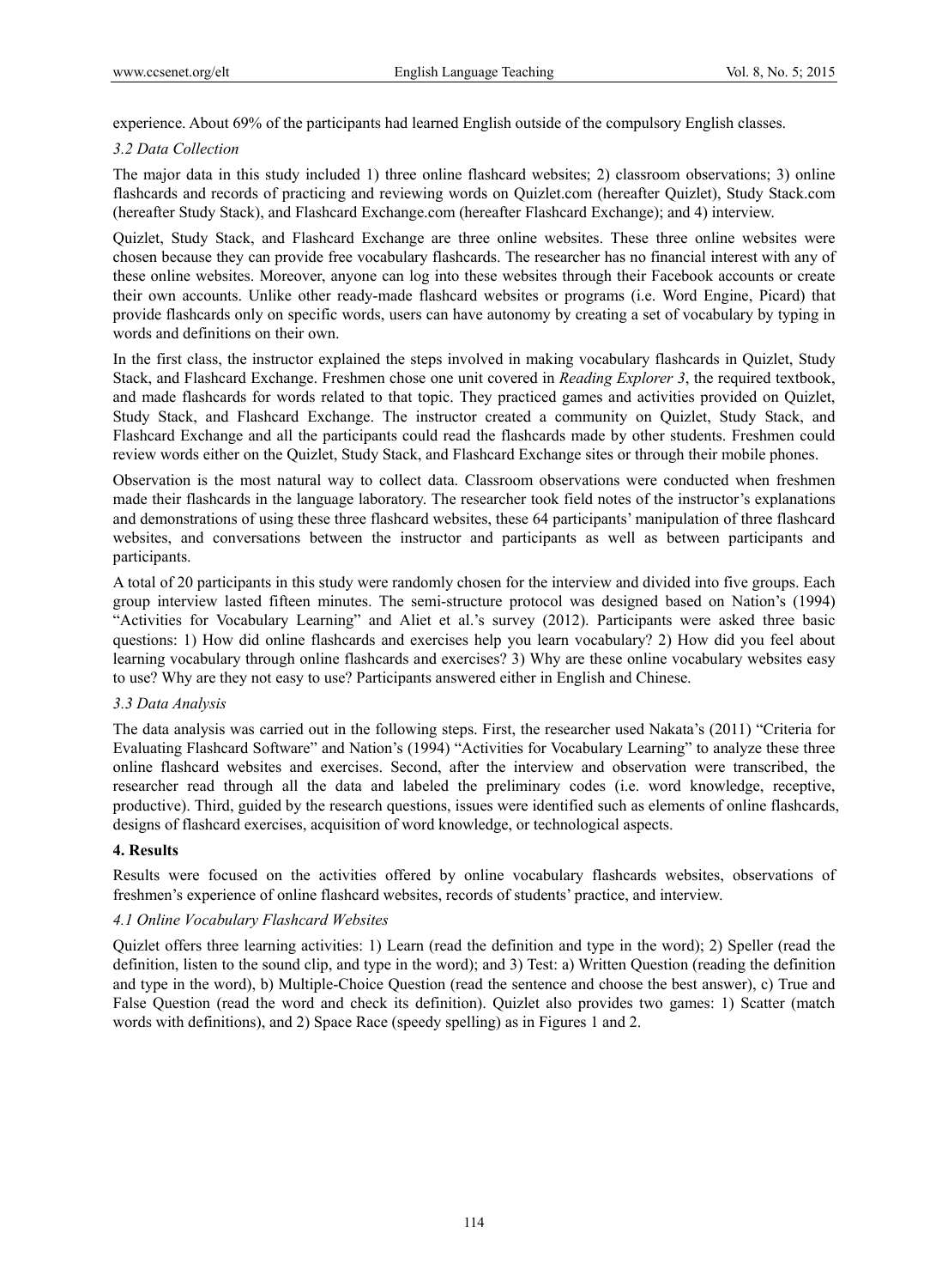experience. About 69% of the participants had learned English outside of the compulsory English classes.

### 3.2 Data Collection

The major data in this study included 1) three online flashcard websites; 2) classroom observations; 3) online flashcards and records of practicing and reviewing words on Quizlet.com (hereafter Quizlet), Study Stack.com (hereafter Study Stack), and Flashcard Exchange.com (hereafter Flashcard Exchange); and 4) interview.

Quizlet, Study Stack, and Flashcard Exchange are three online websites. These three online websites were chosen because they can provide free vocabulary flashcards. The researcher has no financial interest with any of these online websites. Moreover, anyone can log into these websites through their Facebook accounts or create their own accounts. Unlike other ready-made flashcard websites or programs (i.e. Word Engine, Picard) that provide flashcards only on specific words, users can have autonomy by creating a set of vocabulary by typing in words and definitions on their own.

In the first class, the instructor explained the steps involved in making vocabulary flashcards in Quizlet, Study Stack, and Flashcard Exchange. Freshmen chose one unit covered in *Reading Explorer 3*, the required textbook, and made flashcards for words related to that topic. They practiced games and activities provided on Quizlet, Study Stack, and Flashcard Exchange. The instructor created a community on Quizlet, Study Stack, and Flashcard Exchange and all the participants could read the flashcards made by other students. Freshmen could review words either on the Quizlet, Study Stack, and Flashcard Exchange sites or through their mobile phones.

Observation is the most natural way to collect data. Classroom observations were conducted when freshmen made their flashcards in the language laboratory. The researcher took field notes of the instructor's explanations and demonstrations of using these three flashcard websites, these 64 participants' manipulation of three flashcard websites, and conversations between the instructor and participants as well as between participants and participants.

A total of 20 participants in this study were randomly chosen for the interview and divided into five groups. Each group interview lasted fifteen minutes. The semi-structure protocol was designed based on Nation's (1994) "Activities for Vocabulary Learning" and Aliet et al.'s survey (2012). Participants were asked three basic questions: 1) How did online flashcards and exercises help you learn vocabulary? 2) How did you feel about learning vocabulary through online flashcards and exercises? 3) Why are these online vocabulary websites easy to use? Why are they not easy to use? Participants answered either in English and Chinese.

### 3.3 Data Analysis

The data analysis was carried out in the following steps. First, the researcher used Nakata's (2011) "Criteria for Evaluating Flashcard Software" and Nation's (1994) "Activities for Vocabulary Learning" to analyze these three online flashcard websites and exercises. Second, after the interview and observation were transcribed, the researcher read through all the data and labeled the preliminary codes (i.e. word knowledge, receptive, productive). Third, guided by the research questions, issues were identified such as elements of online flashcards, designs of flashcard exercises, acquisition of word knowledge, or technological aspects.

## 4. Results

Results were focused on the activities offered by online vocabulary flashcards websites, observations of freshmen's experience of online flashcard websites, records of students' practice, and interview.

### 4.1 Online Vocabulary Flashcard Websites

Quizlet offers three learning activities: 1) Learn (read the definition and type in the word); 2) Speller (read the definition, listen to the sound clip, and type in the word); and 3) Test: a) Written Question (reading the definition and type in the word), b) Multiple-Choice Question (read the sentence and choose the best answer), c) True and False Question (read the word and check its definition). Quizlet also provides two games: 1) Scatter (match words with definitions), and 2) Space Race (speedy spelling) as in Figures 1 and 2.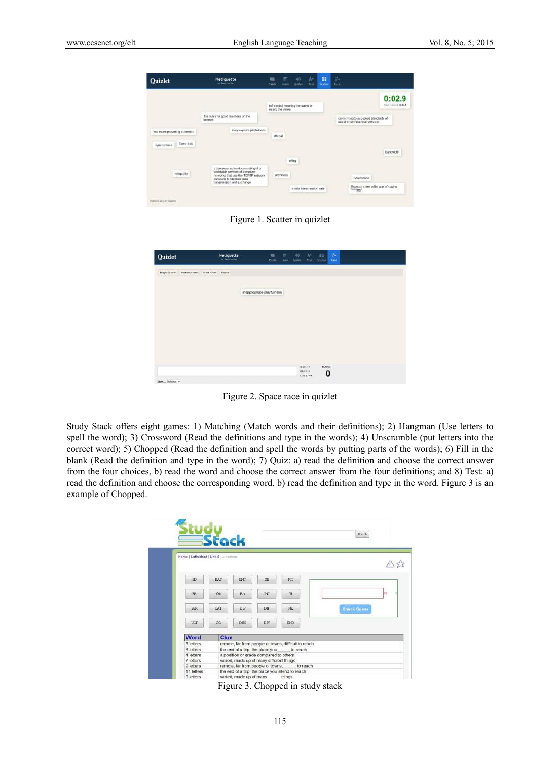Figure 1. Scatter in quizlet

Figure 2. Space race in quizlet

Study Stack offers eight games: 1) Matching (Match words and their definitions); 2) Hangman (Use letters to spell the word); 3) Crossword (Read the definitions and type in the words); 4) Unscramble (put letters into the correct word); 5) Chopped (Read the definition and spell the words by putting parts of the words); 6) Fill in the blank (Read the definition and type in the word); 7) Quiz: a) read the definition and choose the correct answer from the four choices, b) read the word and choose the correct answer from the four definitions; and 8) Test: a) read the definition and choose the corresponding word, b) read the definition and type in the word. Figure 3 is an example of Chopped.

Figure 3. Chopped in study stack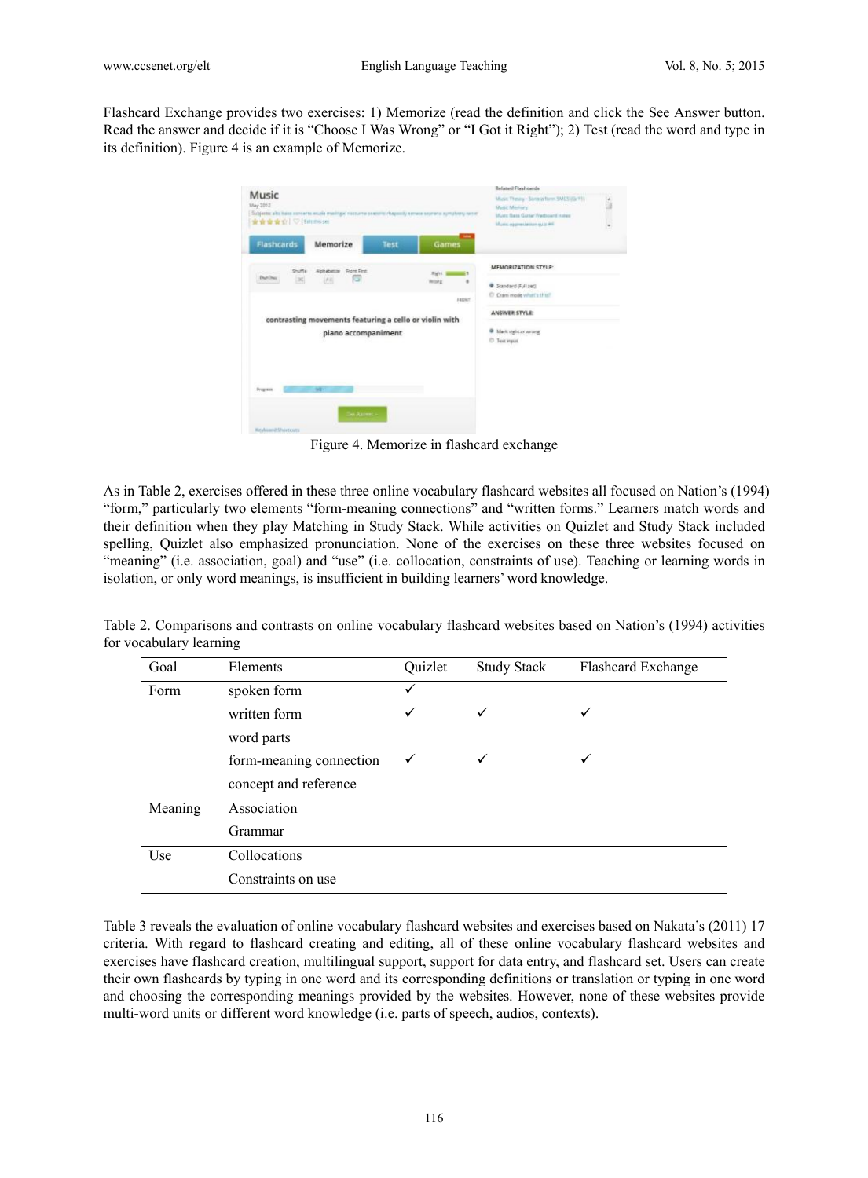Flashcard Exchange provides two exercises: 1) Memorize (read the definition and click the See Answer button. Read the answer and decide if it is "Choose I Was Wrong" or "I Got it Right"); 2) Test (read the word and type in its definition). Figure 4 is an example of Memorize.

Figure 4. Memorize in flashcard exchange

As in Table 2, exercises offered in these three online vocabulary flashcard websites all focused on Nation's (1994) "form," particularly two elements "form-meaning connections" and "written forms." Learners match words and their definition when they play Matching in Study Stack. While activities on Quizlet and Study Stack included spelling, Quizlet also emphasized pronunciation. None of the exercises on these three websites focused on "meaning" (i.e. association, goal) and "use" (i.e. collocation, constraints of use). Teaching or learning words in isolation, or only word meanings, is insufficient in building learners' word knowledge.

Table 2. Comparisons and contrasts on online vocabulary flashcard websites based on Nation's (1994) activities for vocabulary learning

| Goal | Elements | Quizlet | Study Stack | Flashcard Exchange |
|---|---|---|---|---|
| Form | spoken form | ✓ | | |
| | written form | ✓ | ✓ | ✓ |
| | word parts | | | |
| | form-meaning connection | ✓ | ✓ | ✓ |
| | concept and reference | | | |
| Meaning | Association | | | |
| | Grammar | | | |
| Use | Collocations | | | |
| | Constraints on use | | | |

Table 3 reveals the evaluation of online vocabulary flashcard websites and exercises based on Nakata's (2011) 17 criteria. With regard to flashcard creating and editing, all of these online vocabulary flashcard websites and exercises have flashcard creation, multilingual support, support for data entry, and flashcard set. Users can create their own flashcards by typing in one word and its corresponding definitions or translation or typing in one word and choosing the corresponding meanings provided by the websites. However, none of these websites provide multi-word units or different word knowledge (i.e. parts of speech, audios, contexts).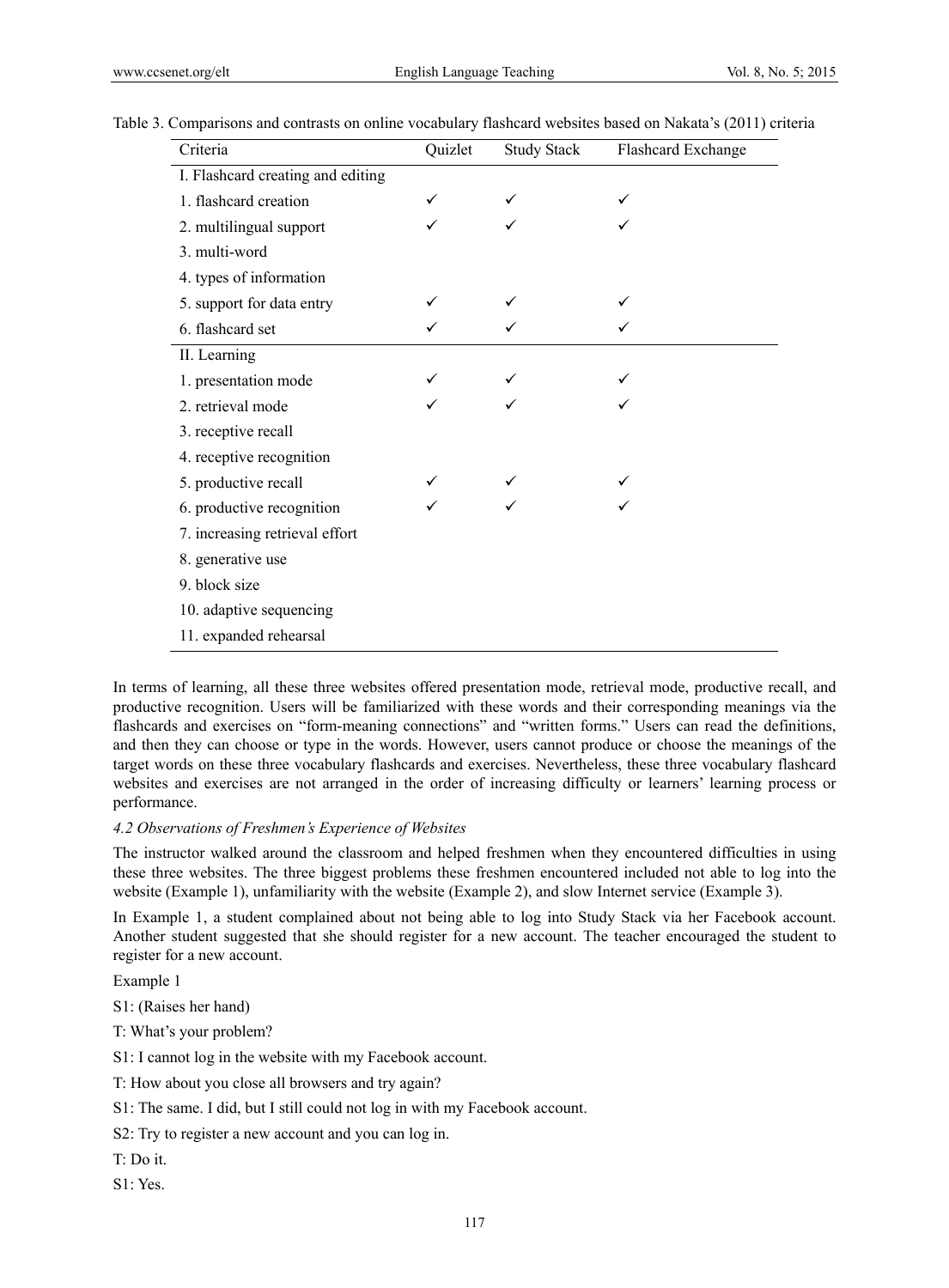Table 3. Comparisons and contrasts on online vocabulary flashcard websites based on Nakata's (2011) criteria

| Criteria | Quizlet | Study Stack | Flashcard Exchange |
|---|---|---|---|
| I. Flashcard creating and editing | | | |
| 1. flashcard creation | ✓ | ✓ | ✓ |
| 2. multilingual support | ✓ | ✓ | ✓ |
| 3. multi-word | | | |
| 4. types of information | | | |
| 5. support for data entry | ✓ | ✓ | ✓ |
| 6. flashcard set | ✓ | ✓ | ✓ |
| II. Learning | | | |
| 1. presentation mode | ✓ | ✓ | ✓ |
| 2. retrieval mode | ✓ | ✓ | ✓ |
| 3. receptive recall | | | |
| 4. receptive recognition | | | |
| 5. productive recall | ✓ | ✓ | ✓ |
| 6. productive recognition | ✓ | ✓ | ✓ |
| 7. increasing retrieval effort | | | |
| 8. generative use | | | |
| 9. block size | | | |
| 10. adaptive sequencing | | | |
| 11. expanded rehearsal | | | |

In terms of learning, all these three websites offered presentation mode, retrieval mode, productive recall, and productive recognition. Users will be familiarized with these words and their corresponding meanings via the flashcards and exercises on "form-meaning connections" and "written forms." Users can read the definitions, and then they can choose or type in the words. However, users cannot produce or choose the meanings of the target words on these three vocabulary flashcards and exercises. Nevertheless, these three vocabulary flashcard websites and exercises are not arranged in the order of increasing difficulty or learners' learning process or performance.

### *4.2 Observations of Freshmen's Experience of Websites*

The instructor walked around the classroom and helped freshmen when they encountered difficulties in using these three websites. The three biggest problems these freshmen encountered included not able to log into the website (Example 1), unfamiliarity with the website (Example 2), and slow Internet service (Example 3).

In Example 1, a student complained about not being able to log into Study Stack via her Facebook account. Another student suggested that she should register for a new account. The teacher encouraged the student to register for a new account.

Example 1

S1: (Raises her hand)

T: What's your problem?

S1: I cannot log in the website with my Facebook account.

T: How about you close all browsers and try again?

S1: The same. I did, but I still could not log in with my Facebook account.

S2: Try to register a new account and you can log in.

T: Do it.

S1: Yes.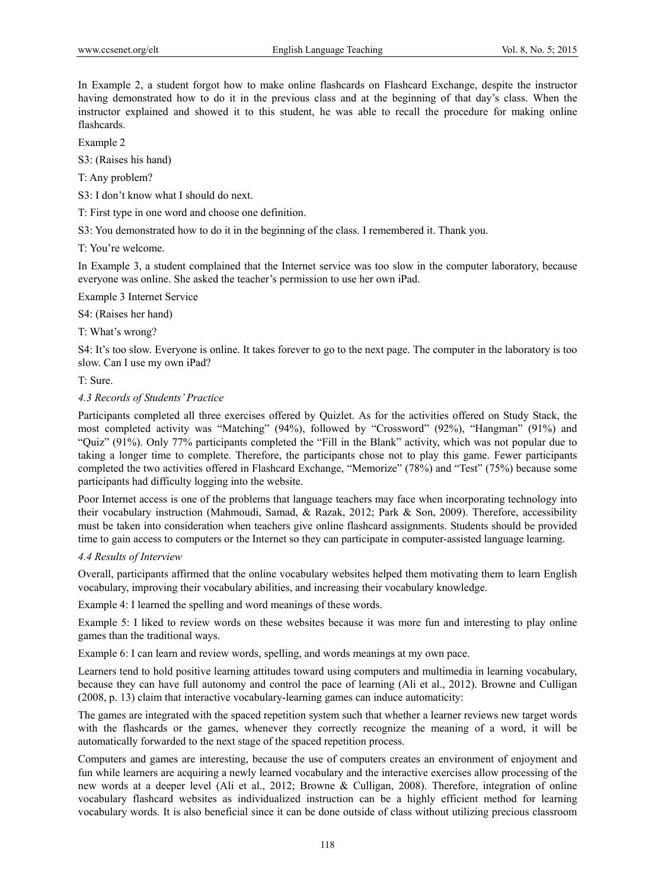In Example 2, a student forgot how to make online flashcards on Flashcard Exchange, despite the instructor having demonstrated how to do it in the previous class and at the beginning of that day's class. When the instructor explained and showed it to this student, he was able to recall the procedure for making online flashcards.

Example 2

S3: (Raises his hand)

T: Any problem?

S3: I don't know what I should do next.

T: First type in one word and choose one definition.

S3: You demonstrated how to do it in the beginning of the class. I remembered it. Thank you.

T: You're welcome.

In Example 3, a student complained that the Internet service was too slow in the computer laboratory, because everyone was online. She asked the teacher's permission to use her own iPad.

Example 3 Internet Service

S4: (Raises her hand)

T: What's wrong?

S4: It's too slow. Everyone is online. It takes forever to go to the next page. The computer in the laboratory is too slow. Can I use my own iPad?

T: Sure.

### *4.3 Records of Students' Practice*

Participants completed all three exercises offered by Quizlet. As for the activities offered on Study Stack, the most completed activity was "Matching" (94%), followed by "Crossword" (92%), "Hangman" (91%) and "Quiz" (91%). Only 77% participants completed the "Fill in the Blank" activity, which was not popular due to taking a longer time to complete. Therefore, the participants chose not to play this game. Fewer participants completed the two activities offered in Flashcard Exchange, "Memorize" (78%) and "Test" (75%) because some participants had difficulty logging into the website.

Poor Internet access is one of the problems that language teachers may face when incorporating technology into their vocabulary instruction (Mahmoudi, Samad, & Razak, 2012; Park & Son, 2009). Therefore, accessibility must be taken into consideration when teachers give online flashcard assignments. Students should be provided time to gain access to computers or the Internet so they can participate in computer-assisted language learning.

### *4.4 Results of Interview*

Overall, participants affirmed that the online vocabulary websites helped them motivating them to learn English vocabulary, improving their vocabulary abilities, and increasing their vocabulary knowledge.

Example 4: I learned the spelling and word meanings of these words.

Example 5: I liked to review words on these websites because it was more fun and interesting to play online games than the traditional ways.

Example 6: I can learn and review words, spelling, and words meanings at my own pace.

Learners tend to hold positive learning attitudes toward using computers and multimedia in learning vocabulary, because they can have full autonomy and control the pace of learning (Ali et al., 2012). Browne and Culligan (2008, p. 13) claim that interactive vocabulary-learning games can induce automaticity:

The games are integrated with the spaced repetition system such that whether a learner reviews new target words with the flashcards or the games, whenever they correctly recognize the meaning of a word, it will be automatically forwarded to the next stage of the spaced repetition process.

Computers and games are interesting, because the use of computers creates an environment of enjoyment and fun while learners are acquiring a newly learned vocabulary and the interactive exercises allow processing of the new words at a deeper level (Ali et al., 2012; Browne & Culligan, 2008). Therefore, integration of online vocabulary flashcard websites as individualized instruction can be a highly efficient method for learning vocabulary words. It is also beneficial since it can be done outside of class without utilizing precious classroom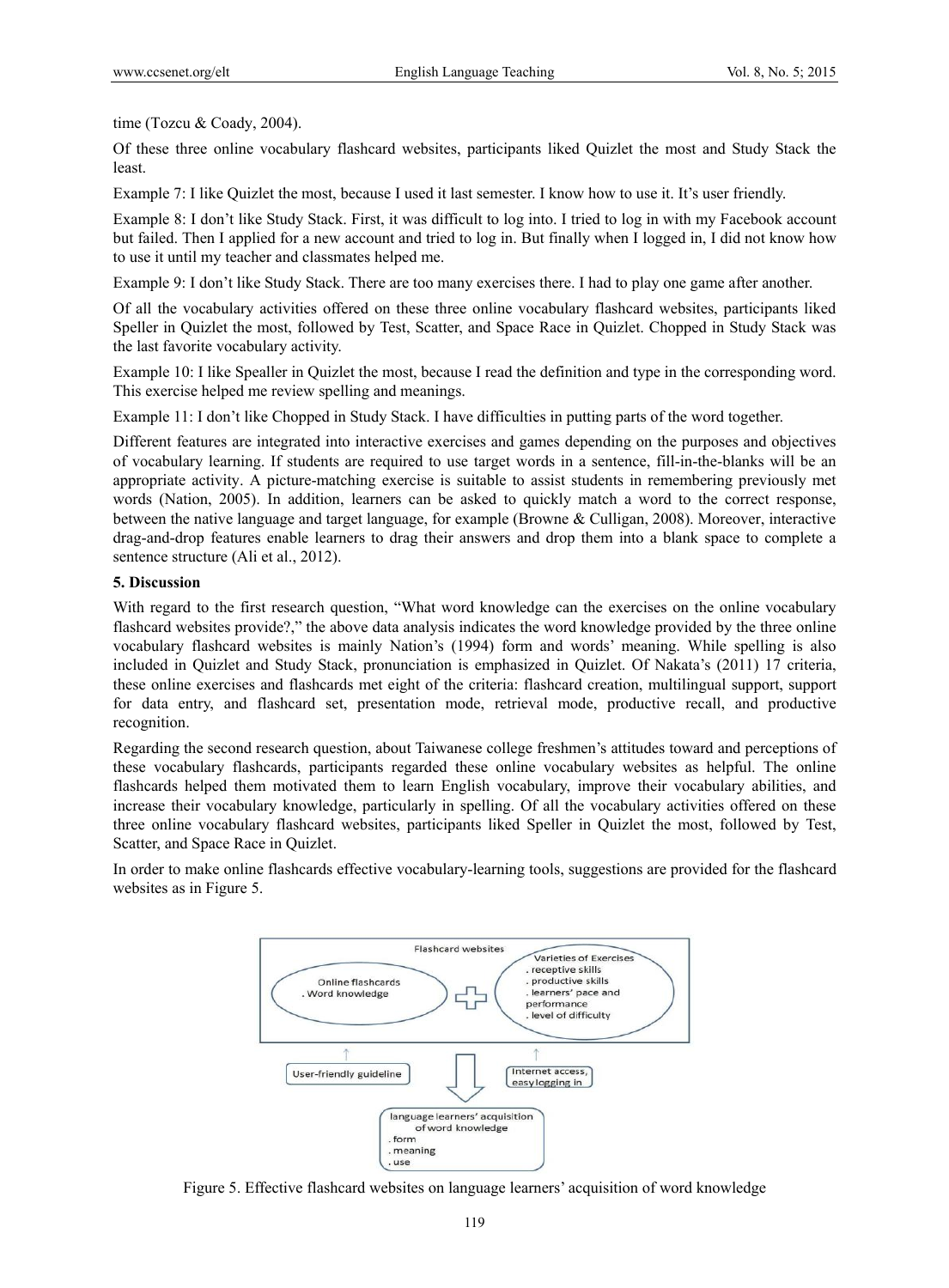time (Tozcu & Coady, 2004).

Of these three online vocabulary flashcard websites, participants liked Quizlet the most and Study Stack the least.

Example 7: I like Quizlet the most, because I used it last semester. I know how to use it. It's user friendly.

Example 8: I don't like Study Stack. First, it was difficult to log into. I tried to log in with my Facebook account but failed. Then I applied for a new account and tried to log in. But finally when I logged in, I did not know how to use it until my teacher and classmates helped me.

Example 9: I don't like Study Stack. There are too many exercises there. I had to play one game after another.

Of all the vocabulary activities offered on these three online vocabulary flashcard websites, participants liked Speller in Quizlet the most, followed by Test, Scatter, and Space Race in Quizlet. Chopped in Study Stack was the last favorite vocabulary activity.

Example 10: I like Speller in Quizlet the most, because I read the definition and type in the corresponding word. This exercise helped me review spelling and meanings.

Example 11: I don't like Chopped in Study Stack. I have difficulties in putting parts of the word together.

Different features are integrated into interactive exercises and games depending on the purposes and objectives of vocabulary learning. If students are required to use target words in a sentence, fill-in-the-blanks will be an appropriate activity. A picture-matching exercise is suitable to assist students in remembering previously met words (Nation, 2005). In addition, learners can be asked to quickly match a word to the correct response, between the native language and target language, for example (Browne & Culligan, 2008). Moreover, interactive drag-and-drop features enable learners to drag their answers and drop them into a blank space to complete a sentence structure (Ali et al., 2012).

## 5. Discussion

With regard to the first research question, "What word knowledge can the exercises on the online vocabulary flashcard websites provide?," the above data analysis indicates the word knowledge provided by the three online vocabulary flashcard websites is mainly Nation's (1994) form and words' meaning. While spelling is also included in Quizlet and Study Stack, pronunciation is emphasized in Quizlet. Of Nakata's (2011) 17 criteria, these online exercises and flashcards met eight of the criteria: flashcard creation, multilingual support, support for data entry, and flashcard set, presentation mode, retrieval mode, productive recall, and productive recognition.

Regarding the second research question, about Taiwanese college freshmen's attitudes toward and perceptions of these vocabulary flashcards, participants regarded these online vocabulary websites as helpful. The online flashcards helped them motivated them to learn English vocabulary, improve their vocabulary abilities, and increase their vocabulary knowledge, particularly in spelling. Of all the vocabulary activities offered on these three online vocabulary flashcard websites, participants liked Speller in Quizlet the most, followed by Test, Scatter, and Space Race in Quizlet.

In order to make online flashcards effective vocabulary-learning tools, suggestions are provided for the flashcard websites as in Figure 5.

Figure 5. Effective flashcard websites on language learners' acquisition of word knowledge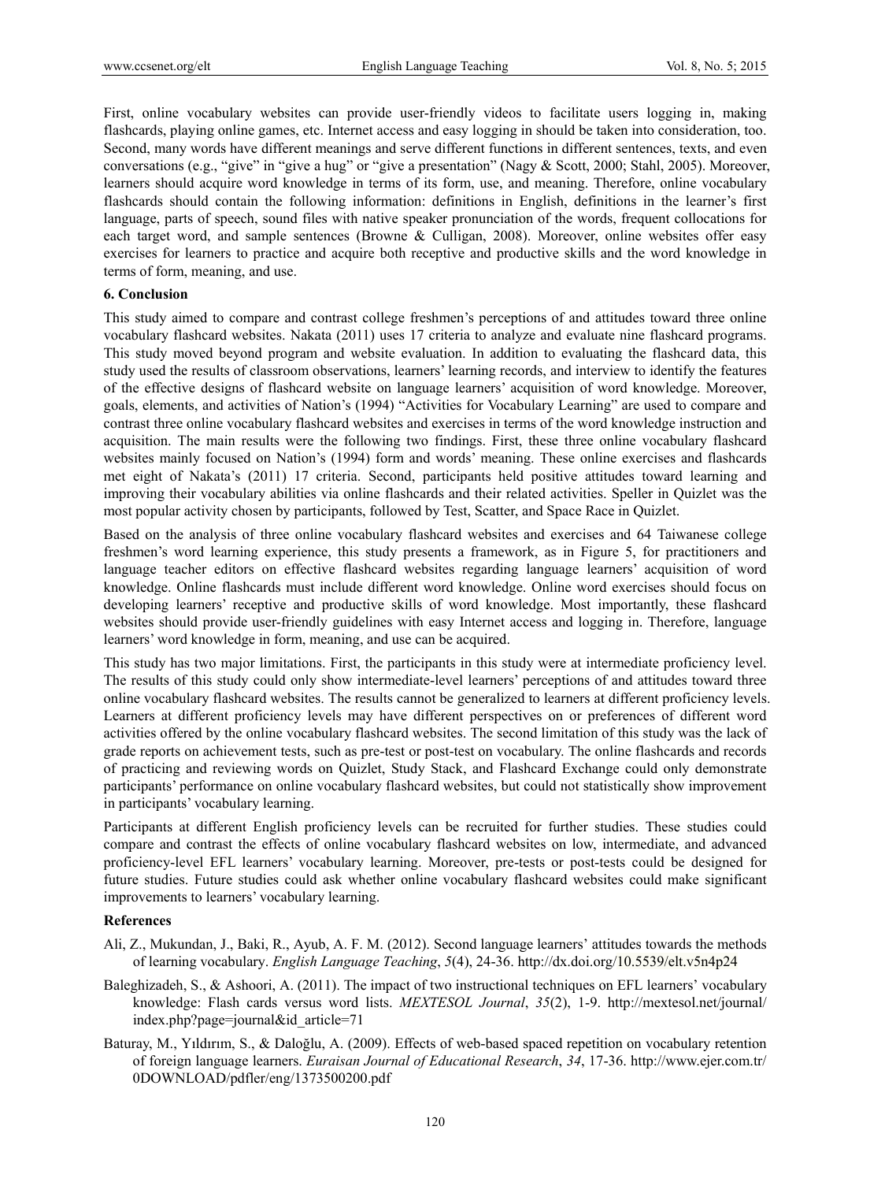First, online vocabulary websites can provide user-friendly videos to facilitate users logging in, making flashcards, playing online games, etc. Internet access and easy logging in should be taken into consideration, too. Second, many words have different meanings and serve different functions in different sentences, texts, and even conversations (e.g., "give" in "give a hug" or "give a presentation" (Nagy & Scott, 2000; Stahl, 2005). Moreover, learners should acquire word knowledge in terms of its form, use, and meaning. Therefore, online vocabulary flashcards should contain the following information: definitions in English, definitions in the learner's first language, parts of speech, sound files with native speaker pronunciation of the words, frequent collocations for each target word, and sample sentences (Browne & Culligan, 2008). Moreover, online websites offer easy exercises for learners to practice and acquire both receptive and productive skills and the word knowledge in terms of form, meaning, and use.

## 6. Conclusion

This study aimed to compare and contrast college freshmen's perceptions of and attitudes toward three online vocabulary flashcard websites. Nakata (2011) uses 17 criteria to analyze and evaluate nine flashcard programs. This study moved beyond program and website evaluation. In addition to evaluating the flashcard data, this study used the results of classroom observations, learners' learning records, and interview to identify the features of the effective designs of flashcard website on language learners' acquisition of word knowledge. Moreover, goals, elements, and activities of Nation's (1994) "Activities for Vocabulary Learning" are used to compare and contrast three online vocabulary flashcard websites and exercises in terms of the word knowledge instruction and acquisition. The main results were the following two findings. First, these three online vocabulary flashcard websites mainly focused on Nation's (1994) form and words' meaning. These online exercises and flashcards met eight of Nakata's (2011) 17 criteria. Second, participants held positive attitudes toward learning and improving their vocabulary abilities via online flashcards and their related activities. Speller in Quizlet was the most popular activity chosen by participants, followed by Test, Scatter, and Space Race in Quizlet.

Based on the analysis of three online vocabulary flashcard websites and exercises and 64 Taiwanese college freshmen's word learning experience, this study presents a framework, as in Figure 5, for practitioners and language teacher editors on effective flashcard websites regarding language learners' acquisition of word knowledge. Online flashcards must include different word knowledge. Online word exercises should focus on developing learners' receptive and productive skills of word knowledge. Most importantly, these flashcard websites should provide user-friendly guidelines with easy Internet access and logging in. Therefore, language learners' word knowledge in form, meaning, and use can be acquired.

This study has two major limitations. First, the participants in this study were at intermediate proficiency level. The results of this study could only show intermediate-level learners' perceptions of and attitudes toward three online vocabulary flashcard websites. The results cannot be generalized to learners at different proficiency levels. Learners at different proficiency levels may have different perspectives on or preferences of different word activities offered by the online vocabulary flashcard websites. The second limitation of this study was the lack of grade reports on achievement tests, such as pre-test or post-test on vocabulary. The online flashcards and records of practicing and reviewing words on Quizlet, Study Stack, and Flashcard Exchange could only demonstrate participants' performance on online vocabulary flashcard websites, but could not statistically show improvement in participants' vocabulary learning.

Participants at different English proficiency levels can be recruited for further studies. These studies could compare and contrast the effects of online vocabulary flashcard websites on low, intermediate, and advanced proficiency-level EFL learners' vocabulary learning. Moreover, pre-tests or post-tests could be designed for future studies. Future studies could ask whether online vocabulary flashcard websites could make significant improvements to learners' vocabulary learning.

## References

Ali, Z., Mukundan, J., Baki, R., Ayub, A. F. M. (2012). Second language learners' attitudes towards the methods of learning vocabulary. *English Language Teaching*, *5*(4), 24-36. http://dx.doi.org/10.5539/elt.v5n4p24

Baleghizadeh, S., & Ashoori, A. (2011). The impact of two instructional techniques on EFL learners' vocabulary knowledge: Flash cards versus word lists. *MEXTESOL Journal*, *35*(2), 1-9. http://mextesol.net/journal/index.php?page=journal&id_article=71

Baturay, M., Yıldırım, S., & Daloğlu, A. (2009). Effects of web-based spaced repetition on vocabulary retention of foreign language learners. *Euraisan Journal of Educational Research*, *34*, 17-36. http://www.ejer.com.tr/0DOWNLOAD/pdfler/eng/1373500200.pdf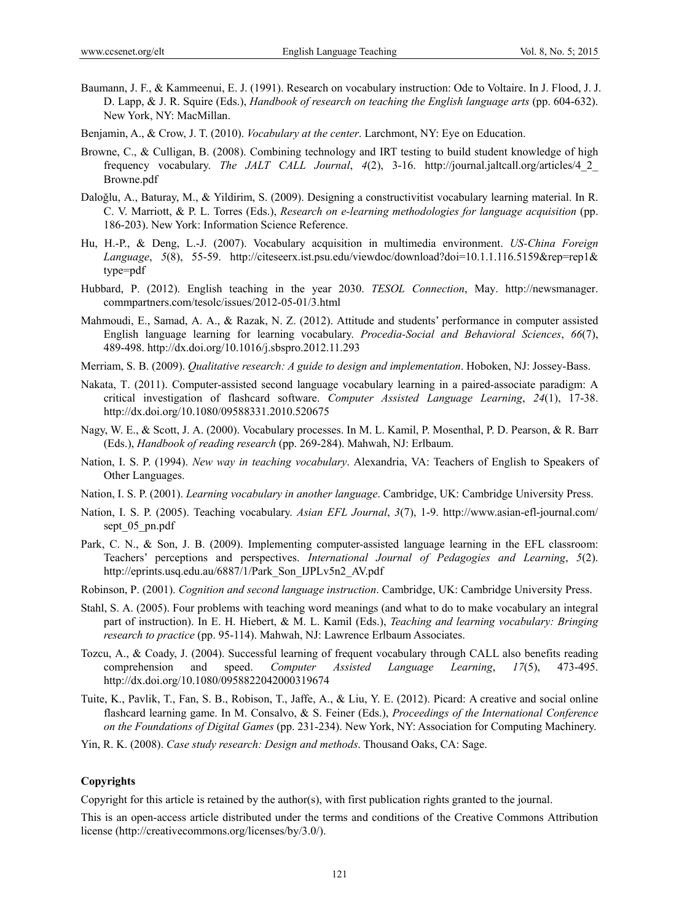Baumann, J. F., & Kammeenui, E. J. (1991). Research on vocabulary instruction: Ode to Voltaire. In J. Flood, J. J. D. Lapp, & J. R. Squire (Eds.), *Handbook of research on teaching the English language arts* (pp. 604-632). New York, NY: MacMillan.

Benjamin, A., & Crow, J. T. (2010). *Vocabulary at the center*. Larchmont, NY: Eye on Education.

Browne, C., & Culligan, B. (2008). Combining technology and IRT testing to build student knowledge of high frequency vocabulary. *The JALT CALL Journal*, *4*(2), 3-16. http://journal.jaltcall.org/articles/4_2_Browne.pdf

Daloğlu, A., Baturay, M., & Yildirim, S. (2009). Designing a constructivitist vocabulary learning material. In R. C. V. Marriott, & P. L. Torres (Eds.), *Research on e-learning methodologies for language acquisition* (pp. 186-203). New York: Information Science Reference.

Hu, H.-P., & Deng, L.-J. (2007). Vocabulary acquisition in multimedia environment. *US-China Foreign Language*, *5*(8), 55-59. http://citeseerx.ist.psu.edu/viewdoc/download?doi=10.1.1.116.5159&rep=rep1&type=pdf

Hubbard, P. (2012). English teaching in the year 2030. *TESOL Connection*, May. http://newsmanager.commpartners.com/tesolc/issues/2012-05-01/3.html

Mahmoudi, E., Samad, A. A., & Razak, N. Z. (2012). Attitude and students' performance in computer assisted English language learning for learning vocabulary. *Procedia-Social and Behavioral Sciences*, *66*(7), 489-498. http://dx.doi.org/10.1016/j.sbspro.2012.11.293

Merriam, S. B. (2009). *Qualitative research: A guide to design and implementation*. Hoboken, NJ: Jossey-Bass.

Nakata, T. (2011). Computer-assisted second language vocabulary learning in a paired-associate paradigm: A critical investigation of flashcard software. *Computer Assisted Language Learning*, *24*(1), 17-38. http://dx.doi.org/10.1080/09588331.2010.520675

Nagy, W. E., & Scott, J. A. (2000). Vocabulary processes. In M. L. Kamil, P. Mosenthal, P. D. Pearson, & R. Barr (Eds.), *Handbook of reading research* (pp. 269-284). Mahwah, NJ: Erlbaum.

Nation, I. S. P. (1994). *New way in teaching vocabulary*. Alexandria, VA: Teachers of English to Speakers of Other Languages.

Nation, I. S. P. (2001). *Learning vocabulary in another language*. Cambridge, UK: Cambridge University Press.

Nation, I. S. P. (2005). Teaching vocabulary. *Asian EFL Journal*, *3*(7), 1-9. http://www.asian-efl-journal.com/sept_05_pn.pdf

Park, C. N., & Son, J. B. (2009). Implementing computer-assisted language learning in the EFL classroom: Teachers' perceptions and perspectives. *International Journal of Pedagogies and Learning*, *5*(2). http://eprints.usq.edu.au/6887/1/Park_Son_IJPLv5n2_AV.pdf

Robinson, P. (2001). *Cognition and second language instruction*. Cambridge, UK: Cambridge University Press.

Stahl, S. A. (2005). Four problems with teaching word meanings (and what to do to make vocabulary an integral part of instruction). In E. H. Hiebert, & M. L. Kamil (Eds.), *Teaching and learning vocabulary: Bringing research to practice* (pp. 95-114). Mahwah, NJ: Lawrence Erlbaum Associates.

Tozcu, A., & Coady, J. (2004). Successful learning of frequent vocabulary through CALL also benefits reading comprehension and speed. *Computer Assisted Language Learning*, *17*(5), 473-495. http://dx.doi.org/10.1080/0958822042000319674

Tuite, K., Pavlik, T., Fan, S. B., Robison, T., Jaffe, A., & Liu, Y. E. (2012). Picard: A creative and social online flashcard learning game. In M. Consalvo, & S. Feiner (Eds.), *Proceedings of the International Conference on the Foundations of Digital Games* (pp. 231-234). New York, NY: Association for Computing Machinery.

Yin, R. K. (2008). *Case study research: Design and methods*. Thousand Oaks, CA: Sage.

**Copyrights**

Copyright for this article is retained by the author(s), with first publication rights granted to the journal.

This is an open-access article distributed under the terms and conditions of the Creative Commons Attribution license (http://creativecommons.org/licenses/by/3.0/).